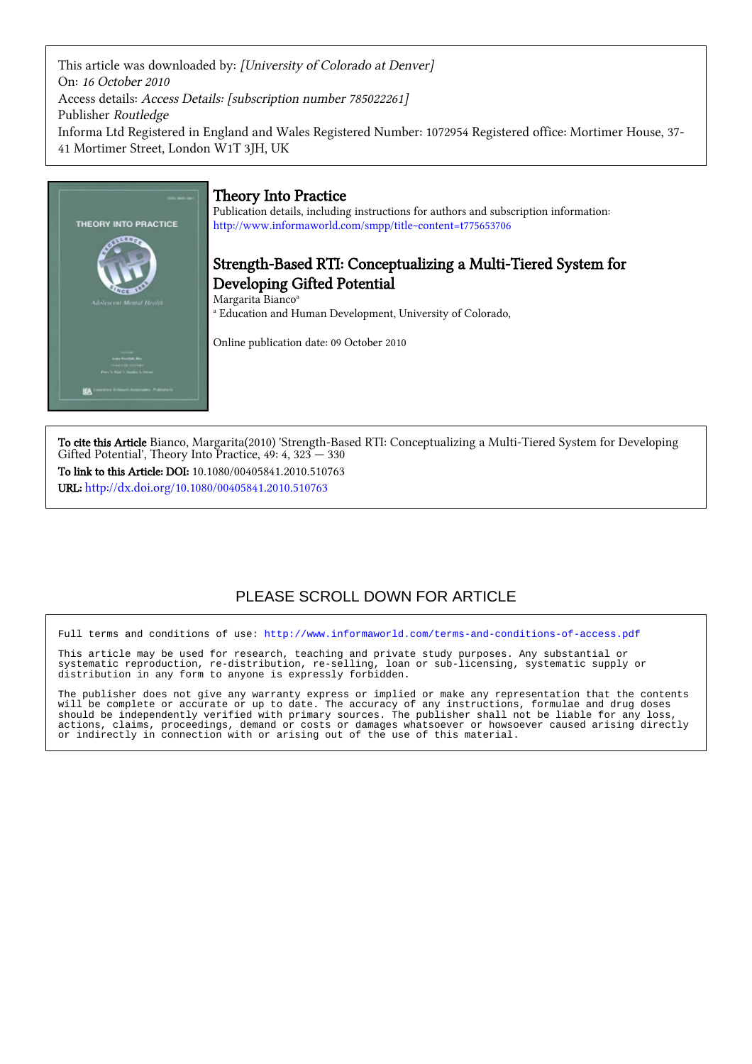This article was downloaded by: *[University of Colorado at Denver]*
On: *16 October 2010*
Access details: *Access Details: [subscription number 785022261]*
Publisher *Routledge*
Informa Ltd Registered in England and Wales Registered Number: 1072954 Registered office: Mortimer House, 37-41 Mortimer Street, London W1T 3JH, UK

# Theory Into Practice

Publication details, including instructions for authors and subscription information:
http://www.informaworld.com/smpp/title~content=t775653706

## Strength-Based RTI: Conceptualizing a Multi-Tiered System for Developing Gifted Potential

Margarita Bianco[a]

[a] Education and Human Development, University of Colorado,

Online publication date: 09 October 2010

**To cite this Article** Bianco, Margarita(2010) 'Strength-Based RTI: Conceptualizing a Multi-Tiered System for Developing Gifted Potential', Theory Into Practice, 49: 4, 323 — 330

**To link to this Article: DOI:** 10.1080/00405841.2010.510763

**URL:** http://dx.doi.org/10.1080/00405841.2010.510763

PLEASE SCROLL DOWN FOR ARTICLE

Full terms and conditions of use: http://www.informaworld.com/terms-and-conditions-of-access.pdf

This article may be used for research, teaching and private study purposes. Any substantial or systematic reproduction, re-distribution, re-selling, loan or sub-licensing, systematic supply or distribution in any form to anyone is expressly forbidden.

The publisher does not give any warranty express or implied or make any representation that the contents will be complete or accurate or up to date. The accuracy of any instructions, formulae and drug doses should be independently verified with primary sources. The publisher shall not be liable for any loss, actions, claims, proceedings, demand or costs or damages whatsoever or howsoever caused arising directly or indirectly in connection with or arising out of the use of this material.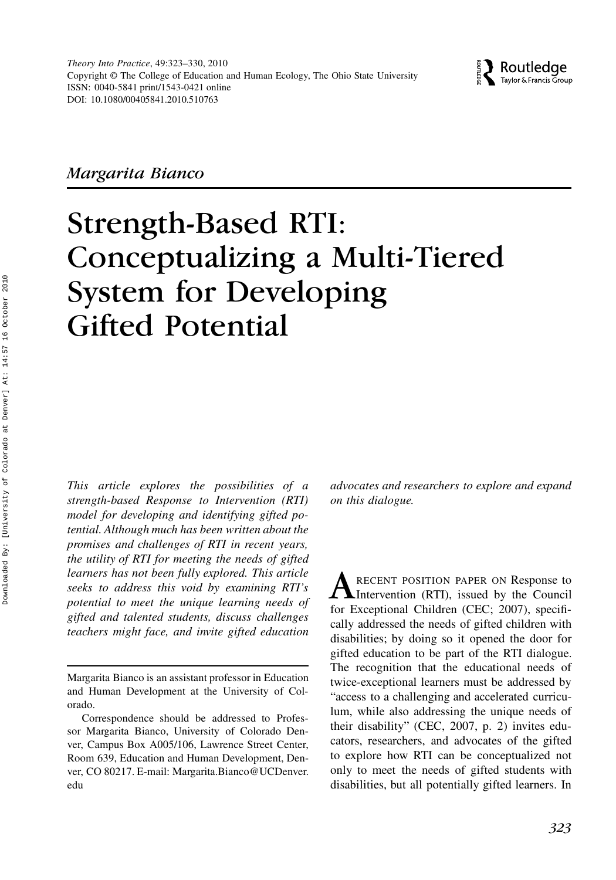*Theory Into Practice*, 49:323–330, 2010
Copyright © The College of Education and Human Ecology, The Ohio State University
ISSN: 0040-5841 print/1543-0421 online
DOI: 10.1080/00405841.2010.510763

*Margarita Bianco*

# Strength-Based RTI: Conceptualizing a Multi-Tiered System for Developing Gifted Potential

*This article explores the possibilities of a strength-based Response to Intervention (RTI) model for developing and identifying gifted potential. Although much has been written about the promises and challenges of RTI in recent years, the utility of RTI for meeting the needs of gifted learners has not been fully explored. This article seeks to address this void by examining RTI's potential to meet the unique learning needs of gifted and talented students, discuss challenges teachers might face, and invite gifted education advocates and researchers to explore and expand on this dialogue.*

A RECENT POSITION PAPER ON Response to Intervention (RTI), issued by the Council for Exceptional Children (CEC; 2007), specifically addressed the needs of gifted children with disabilities; by doing so it opened the door for gifted education to be part of the RTI dialogue. The recognition that the educational needs of twice-exceptional learners must be addressed by "access to a challenging and accelerated curriculum, while also addressing the unique needs of their disability" (CEC, 2007, p. 2) invites educators, researchers, and advocates of the gifted to explore how RTI can be conceptualized not only to meet the needs of gifted students with disabilities, but all potentially gifted learners. In

Margarita Bianco is an assistant professor in Education and Human Development at the University of Colorado.

Correspondence should be addressed to Professor Margarita Bianco, University of Colorado Denver, Campus Box A005/106, Lawrence Street Center, Room 639, Education and Human Development, Denver, CO 80217. E-mail: Margarita.Bianco@UCDenver.edu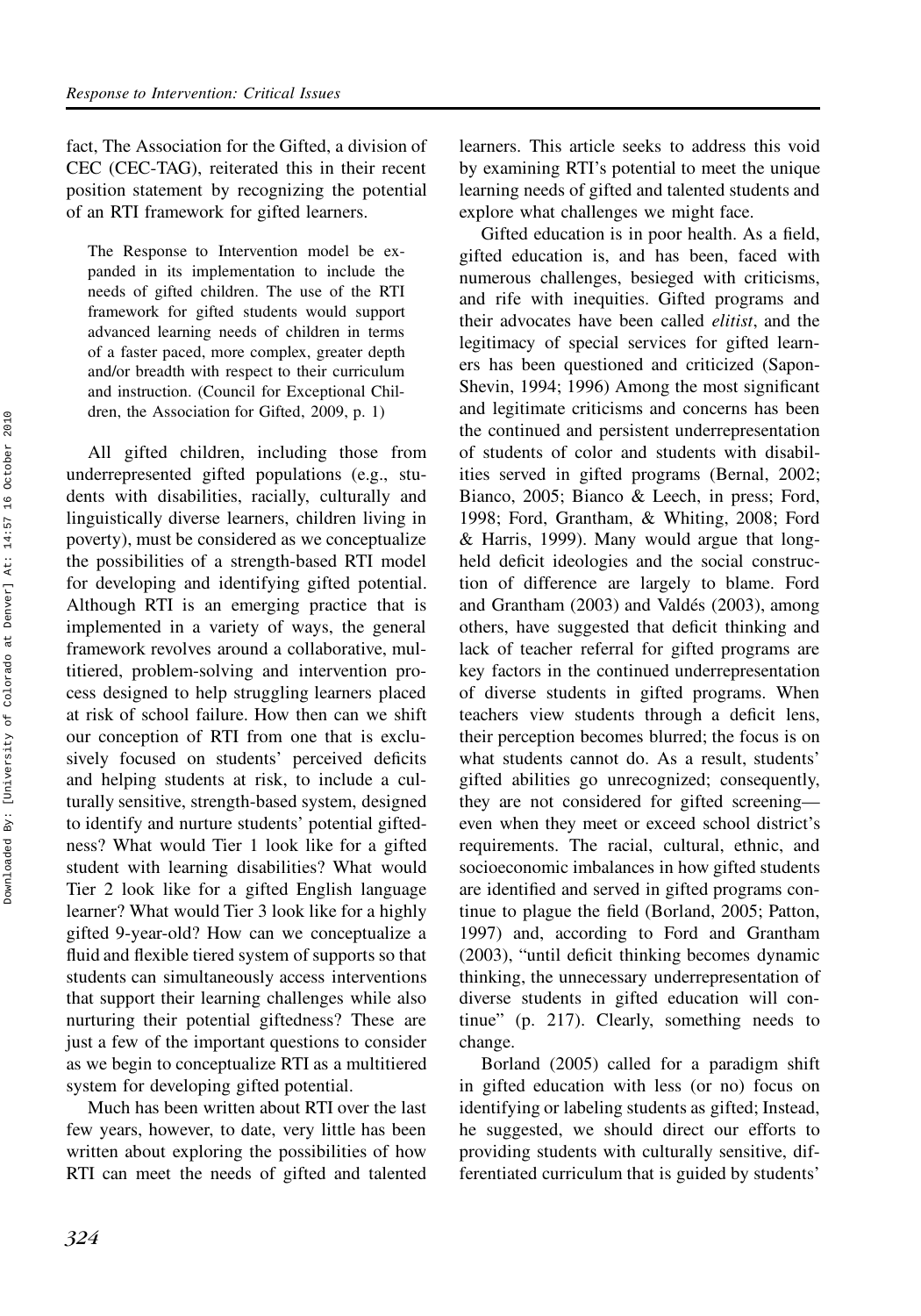fact, The Association for the Gifted, a division of CEC (CEC-TAG), reiterated this in their recent position statement by recognizing the potential of an RTI framework for gifted learners.

> The Response to Intervention model be expanded in its implementation to include the needs of gifted children. The use of the RTI framework for gifted students would support advanced learning needs of children in terms of a faster paced, more complex, greater depth and/or breadth with respect to their curriculum and instruction. (Council for Exceptional Children, the Association for Gifted, 2009, p. 1)

All gifted children, including those from underrepresented gifted populations (e.g., students with disabilities, racially, culturally and linguistically diverse learners, children living in poverty), must be considered as we conceptualize the possibilities of a strength-based RTI model for developing and identifying gifted potential. Although RTI is an emerging practice that is implemented in a variety of ways, the general framework revolves around a collaborative, multitiered, problem-solving and intervention process designed to help struggling learners placed at risk of school failure. How then can we shift our conception of RTI from one that is exclusively focused on students' perceived deficits and helping students at risk, to include a culturally sensitive, strength-based system, designed to identify and nurture students' potential giftedness? What would Tier 1 look like for a gifted student with learning disabilities? What would Tier 2 look like for a gifted English language learner? What would Tier 3 look like for a highly gifted 9-year-old? How can we conceptualize a fluid and flexible tiered system of supports so that students can simultaneously access interventions that support their learning challenges while also nurturing their potential giftedness? These are just a few of the important questions to consider as we begin to conceptualize RTI as a multitiered system for developing gifted potential.

Much has been written about RTI over the last few years, however, to date, very little has been written about exploring the possibilities of how RTI can meet the needs of gifted and talented learners. This article seeks to address this void by examining RTI's potential to meet the unique learning needs of gifted and talented students and explore what challenges we might face.

Gifted education is in poor health. As a field, gifted education is, and has been, faced with numerous challenges, besieged with criticisms, and rife with inequities. Gifted programs and their advocates have been called *elitist*, and the legitimacy of special services for gifted learners has been questioned and criticized (Sapon-Shevin, 1994; 1996) Among the most significant and legitimate criticisms and concerns has been the continued and persistent underrepresentation of students of color and students with disabilities served in gifted programs (Bernal, 2002; Bianco, 2005; Bianco & Leech, in press; Ford, 1998; Ford, Grantham, & Whiting, 2008; Ford & Harris, 1999). Many would argue that long-held deficit ideologies and the social construction of difference are largely to blame. Ford and Grantham (2003) and Valdés (2003), among others, have suggested that deficit thinking and lack of teacher referral for gifted programs are key factors in the continued underrepresentation of diverse students in gifted programs. When teachers view students through a deficit lens, their perception becomes blurred; the focus is on what students cannot do. As a result, students' gifted abilities go unrecognized; consequently, they are not considered for gifted screening—even when they meet or exceed school district's requirements. The racial, cultural, ethnic, and socioeconomic imbalances in how gifted students are identified and served in gifted programs continue to plague the field (Borland, 2005; Patton, 1997) and, according to Ford and Grantham (2003), "until deficit thinking becomes dynamic thinking, the unnecessary underrepresentation of diverse students in gifted education will continue" (p. 217). Clearly, something needs to change.

Borland (2005) called for a paradigm shift in gifted education with less (or no) focus on identifying or labeling students as gifted; Instead, he suggested, we should direct our efforts to providing students with culturally sensitive, differentiated curriculum that is guided by students'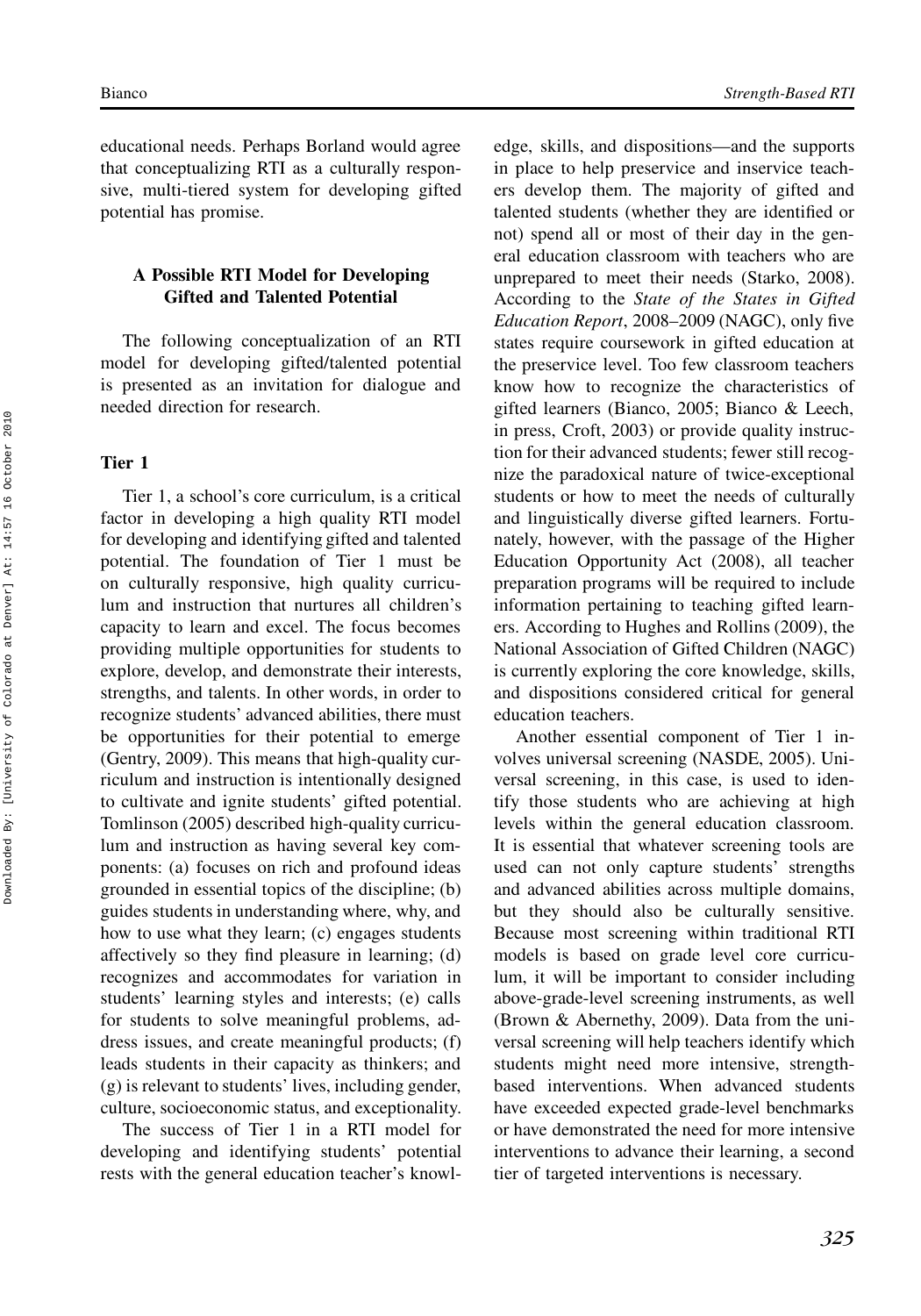educational needs. Perhaps Borland would agree that conceptualizing RTI as a culturally responsive, multi-tiered system for developing gifted potential has promise.

## A Possible RTI Model for Developing Gifted and Talented Potential

The following conceptualization of an RTI model for developing gifted/talented potential is presented as an invitation for dialogue and needed direction for research.

### Tier 1

Tier 1, a school's core curriculum, is a critical factor in developing a high quality RTI model for developing and identifying gifted and talented potential. The foundation of Tier 1 must be on culturally responsive, high quality curriculum and instruction that nurtures all children's capacity to learn and excel. The focus becomes providing multiple opportunities for students to explore, develop, and demonstrate their interests, strengths, and talents. In other words, in order to recognize students' advanced abilities, there must be opportunities for their potential to emerge (Gentry, 2009). This means that high-quality curriculum and instruction is intentionally designed to cultivate and ignite students' gifted potential. Tomlinson (2005) described high-quality curriculum and instruction as having several key components: (a) focuses on rich and profound ideas grounded in essential topics of the discipline; (b) guides students in understanding where, why, and how to use what they learn; (c) engages students affectively so they find pleasure in learning; (d) recognizes and accommodates for variation in students' learning styles and interests; (e) calls for students to solve meaningful problems, address issues, and create meaningful products; (f) leads students in their capacity as thinkers; and (g) is relevant to students' lives, including gender, culture, socioeconomic status, and exceptionality.

The success of Tier 1 in a RTI model for developing and identifying students' potential rests with the general education teacher's knowledge, skills, and dispositions—and the supports in place to help preservice and inservice teachers develop them. The majority of gifted and talented students (whether they are identified or not) spend all or most of their day in the general education classroom with teachers who are unprepared to meet their needs (Starko, 2008). According to the *State of the States in Gifted Education Report*, 2008–2009 (NAGC), only five states require coursework in gifted education at the preservice level. Too few classroom teachers know how to recognize the characteristics of gifted learners (Bianco, 2005; Bianco & Leech, in press, Croft, 2003) or provide quality instruction for their advanced students; fewer still recognize the paradoxical nature of twice-exceptional students or how to meet the needs of culturally and linguistically diverse gifted learners. Fortunately, however, with the passage of the Higher Education Opportunity Act (2008), all teacher preparation programs will be required to include information pertaining to teaching gifted learners. According to Hughes and Rollins (2009), the National Association of Gifted Children (NAGC) is currently exploring the core knowledge, skills, and dispositions considered critical for general education teachers.

Another essential component of Tier 1 involves universal screening (NASDE, 2005). Universal screening, in this case, is used to identify those students who are achieving at high levels within the general education classroom. It is essential that whatever screening tools are used can not only capture students' strengths and advanced abilities across multiple domains, but they should also be culturally sensitive. Because most screening within traditional RTI models is based on grade level core curriculum, it will be important to consider including above-grade-level screening instruments, as well (Brown & Abernethy, 2009). Data from the universal screening will help teachers identify which students might need more intensive, strength-based interventions. When advanced students have exceeded expected grade-level benchmarks or have demonstrated the need for more intensive interventions to advance their learning, a second tier of targeted interventions is necessary.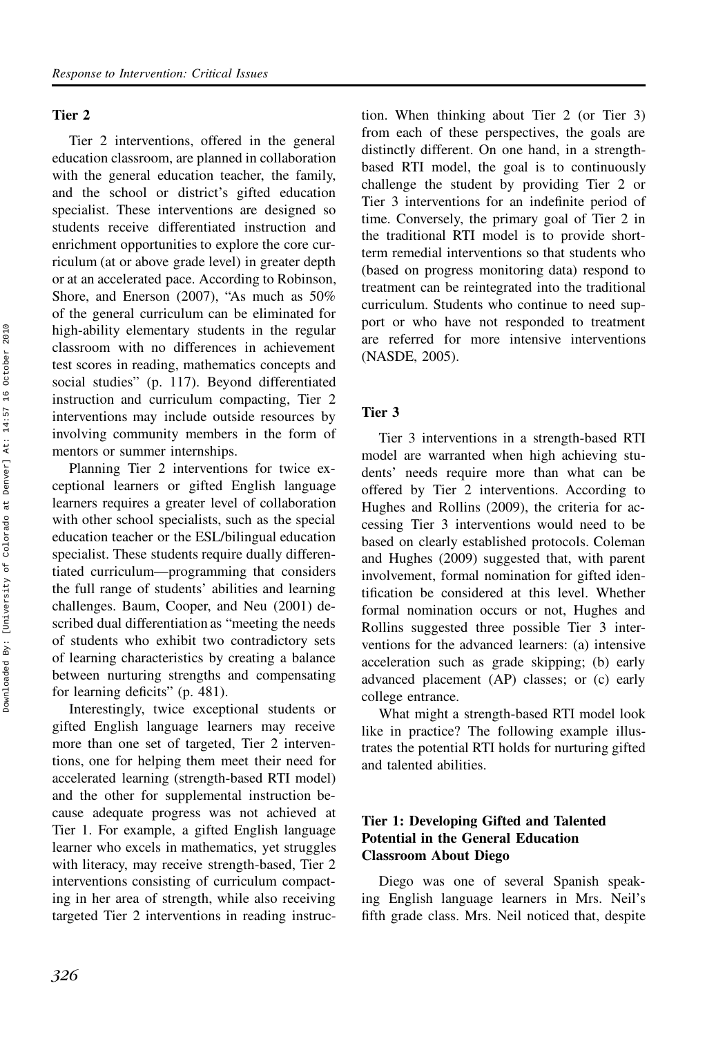## Tier 2

Tier 2 interventions, offered in the general education classroom, are planned in collaboration with the general education teacher, the family, and the school or district's gifted education specialist. These interventions are designed so students receive differentiated instruction and enrichment opportunities to explore the core curriculum (at or above grade level) in greater depth or at an accelerated pace. According to Robinson, Shore, and Enerson (2007), "As much as 50% of the general curriculum can be eliminated for high-ability elementary students in the regular classroom with no differences in achievement test scores in reading, mathematics concepts and social studies" (p. 117). Beyond differentiated instruction and curriculum compacting, Tier 2 interventions may include outside resources by involving community members in the form of mentors or summer internships.

Planning Tier 2 interventions for twice exceptional learners or gifted English language learners requires a greater level of collaboration with other school specialists, such as the special education teacher or the ESL/bilingual education specialist. These students require dually differentiated curriculum—programming that considers the full range of students' abilities and learning challenges. Baum, Cooper, and Neu (2001) described dual differentiation as "meeting the needs of students who exhibit two contradictory sets of learning characteristics by creating a balance between nurturing strengths and compensating for learning deficits" (p. 481).

Interestingly, twice exceptional students or gifted English language learners may receive more than one set of targeted, Tier 2 interventions, one for helping them meet their need for accelerated learning (strength-based RTI model) and the other for supplemental instruction because adequate progress was not achieved at Tier 1. For example, a gifted English language learner who excels in mathematics, yet struggles with literacy, may receive strength-based, Tier 2 interventions consisting of curriculum compacting in her area of strength, while also receiving targeted Tier 2 interventions in reading instruction. When thinking about Tier 2 (or Tier 3) from each of these perspectives, the goals are distinctly different. On one hand, in a strength-based RTI model, the goal is to continuously challenge the student by providing Tier 2 or Tier 3 interventions for an indefinite period of time. Conversely, the primary goal of Tier 2 in the traditional RTI model is to provide short-term remedial interventions so that students who (based on progress monitoring data) respond to treatment can be reintegrated into the traditional curriculum. Students who continue to need support or who have not responded to treatment are referred for more intensive interventions (NASDE, 2005).

## Tier 3

Tier 3 interventions in a strength-based RTI model are warranted when high achieving students' needs require more than what can be offered by Tier 2 interventions. According to Hughes and Rollins (2009), the criteria for accessing Tier 3 interventions would need to be based on clearly established protocols. Coleman and Hughes (2009) suggested that, with parent involvement, formal nomination for gifted identification be considered at this level. Whether formal nomination occurs or not, Hughes and Rollins suggested three possible Tier 3 interventions for the advanced learners: (a) intensive acceleration such as grade skipping; (b) early advanced placement (AP) classes; or (c) early college entrance.

What might a strength-based RTI model look like in practice? The following example illustrates the potential RTI holds for nurturing gifted and talented abilities.

## Tier 1: Developing Gifted and Talented Potential in the General Education Classroom About Diego

Diego was one of several Spanish speaking English language learners in Mrs. Neil's fifth grade class. Mrs. Neil noticed that, despite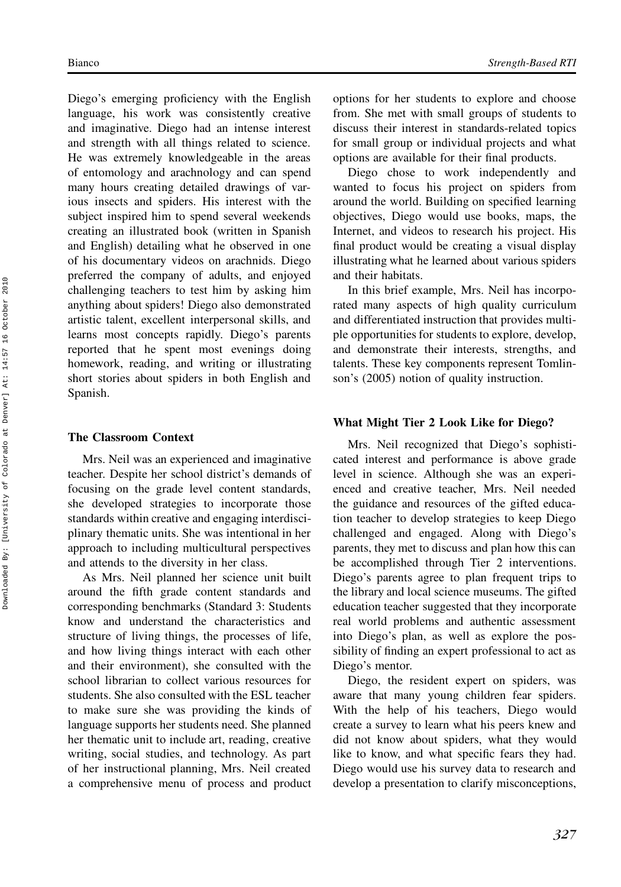Diego's emerging proficiency with the English language, his work was consistently creative and imaginative. Diego had an intense interest and strength with all things related to science. He was extremely knowledgeable in the areas of entomology and arachnology and can spend many hours creating detailed drawings of various insects and spiders. His interest with the subject inspired him to spend several weekends creating an illustrated book (written in Spanish and English) detailing what he observed in one of his documentary videos on arachnids. Diego preferred the company of adults, and enjoyed challenging teachers to test him by asking him anything about spiders! Diego also demonstrated artistic talent, excellent interpersonal skills, and learns most concepts rapidly. Diego's parents reported that he spent most evenings doing homework, reading, and writing or illustrating short stories about spiders in both English and Spanish.

### The Classroom Context

Mrs. Neil was an experienced and imaginative teacher. Despite her school district's demands of focusing on the grade level content standards, she developed strategies to incorporate those standards within creative and engaging interdisciplinary thematic units. She was intentional in her approach to including multicultural perspectives and attends to the diversity in her class.

As Mrs. Neil planned her science unit built around the fifth grade content standards and corresponding benchmarks (Standard 3: Students know and understand the characteristics and structure of living things, the processes of life, and how living things interact with each other and their environment), she consulted with the school librarian to collect various resources for students. She also consulted with the ESL teacher to make sure she was providing the kinds of language supports her students need. She planned her thematic unit to include art, reading, creative writing, social studies, and technology. As part of her instructional planning, Mrs. Neil created a comprehensive menu of process and product options for her students to explore and choose from. She met with small groups of students to discuss their interest in standards-related topics for small group or individual projects and what options are available for their final products.

Diego chose to work independently and wanted to focus his project on spiders from around the world. Building on specified learning objectives, Diego would use books, maps, the Internet, and videos to research his project. His final product would be creating a visual display illustrating what he learned about various spiders and their habitats.

In this brief example, Mrs. Neil has incorporated many aspects of high quality curriculum and differentiated instruction that provides multiple opportunities for students to explore, develop, and demonstrate their interests, strengths, and talents. These key components represent Tomlinson's (2005) notion of quality instruction.

### What Might Tier 2 Look Like for Diego?

Mrs. Neil recognized that Diego's sophisticated interest and performance is above grade level in science. Although she was an experienced and creative teacher, Mrs. Neil needed the guidance and resources of the gifted education teacher to develop strategies to keep Diego challenged and engaged. Along with Diego's parents, they met to discuss and plan how this can be accomplished through Tier 2 interventions. Diego's parents agree to plan frequent trips to the library and local science museums. The gifted education teacher suggested that they incorporate real world problems and authentic assessment into Diego's plan, as well as explore the possibility of finding an expert professional to act as Diego's mentor.

Diego, the resident expert on spiders, was aware that many young children fear spiders. With the help of his teachers, Diego would create a survey to learn what his peers knew and did not know about spiders, what they would like to know, and what specific fears they had. Diego would use his survey data to research and develop a presentation to clarify misconceptions,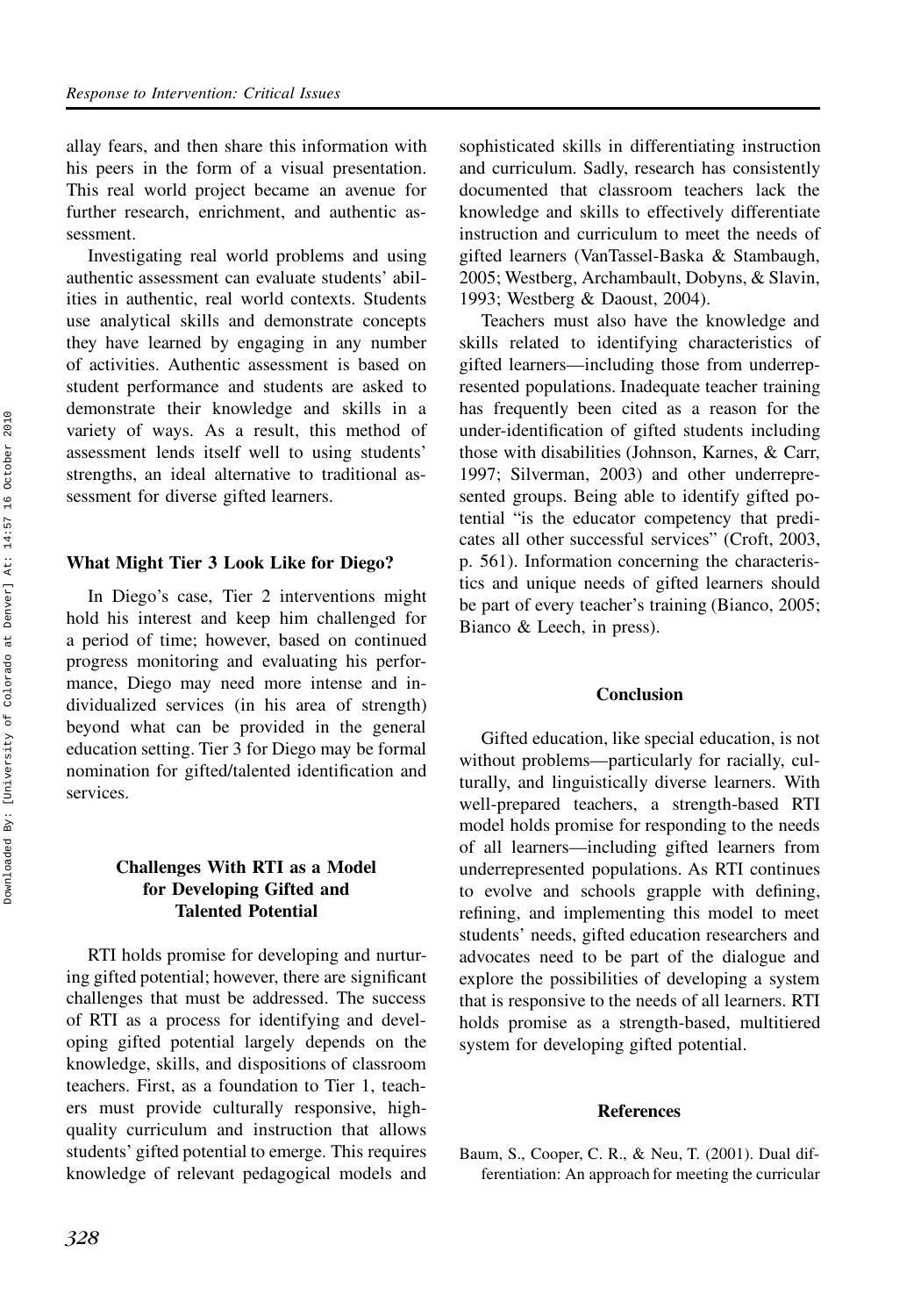allay fears, and then share this information with his peers in the form of a visual presentation. This real world project became an avenue for further research, enrichment, and authentic assessment.

Investigating real world problems and using authentic assessment can evaluate students' abilities in authentic, real world contexts. Students use analytical skills and demonstrate concepts they have learned by engaging in any number of activities. Authentic assessment is based on student performance and students are asked to demonstrate their knowledge and skills in a variety of ways. As a result, this method of assessment lends itself well to using students' strengths, an ideal alternative to traditional assessment for diverse gifted learners.

### What Might Tier 3 Look Like for Diego?

In Diego's case, Tier 2 interventions might hold his interest and keep him challenged for a period of time; however, based on continued progress monitoring and evaluating his performance, Diego may need more intense and individualized services (in his area of strength) beyond what can be provided in the general education setting. Tier 3 for Diego may be formal nomination for gifted/talented identification and services.

## Challenges With RTI as a Model for Developing Gifted and Talented Potential

RTI holds promise for developing and nurturing gifted potential; however, there are significant challenges that must be addressed. The success of RTI as a process for identifying and developing gifted potential largely depends on the knowledge, skills, and dispositions of classroom teachers. First, as a foundation to Tier 1, teachers must provide culturally responsive, high-quality curriculum and instruction that allows students' gifted potential to emerge. This requires knowledge of relevant pedagogical models and sophisticated skills in differentiating instruction and curriculum. Sadly, research has consistently documented that classroom teachers lack the knowledge and skills to effectively differentiate instruction and curriculum to meet the needs of gifted learners (VanTassel-Baska & Stambaugh, 2005; Westberg, Archambault, Dobyns, & Slavin, 1993; Westberg & Daoust, 2004).

Teachers must also have the knowledge and skills related to identifying characteristics of gifted learners—including those from underrepresented populations. Inadequate teacher training has frequently been cited as a reason for the under-identification of gifted students including those with disabilities (Johnson, Karnes, & Carr, 1997; Silverman, 2003) and other underrepresented groups. Being able to identify gifted potential "is the educator competency that predicates all other successful services" (Croft, 2003, p. 561). Information concerning the characteristics and unique needs of gifted learners should be part of every teacher's training (Bianco, 2005; Bianco & Leech, in press).

## Conclusion

Gifted education, like special education, is not without problems—particularly for racially, culturally, and linguistically diverse learners. With well-prepared teachers, a strength-based RTI model holds promise for responding to the needs of all learners—including gifted learners from underrepresented populations. As RTI continues to evolve and schools grapple with defining, refining, and implementing this model to meet students' needs, gifted education researchers and advocates need to be part of the dialogue and explore the possibilities of developing a system that is responsive to the needs of all learners. RTI holds promise as a strength-based, multitiered system for developing gifted potential.

## References

Baum, S., Cooper, C. R., & Neu, T. (2001). Dual differentiation: An approach for meeting the curricular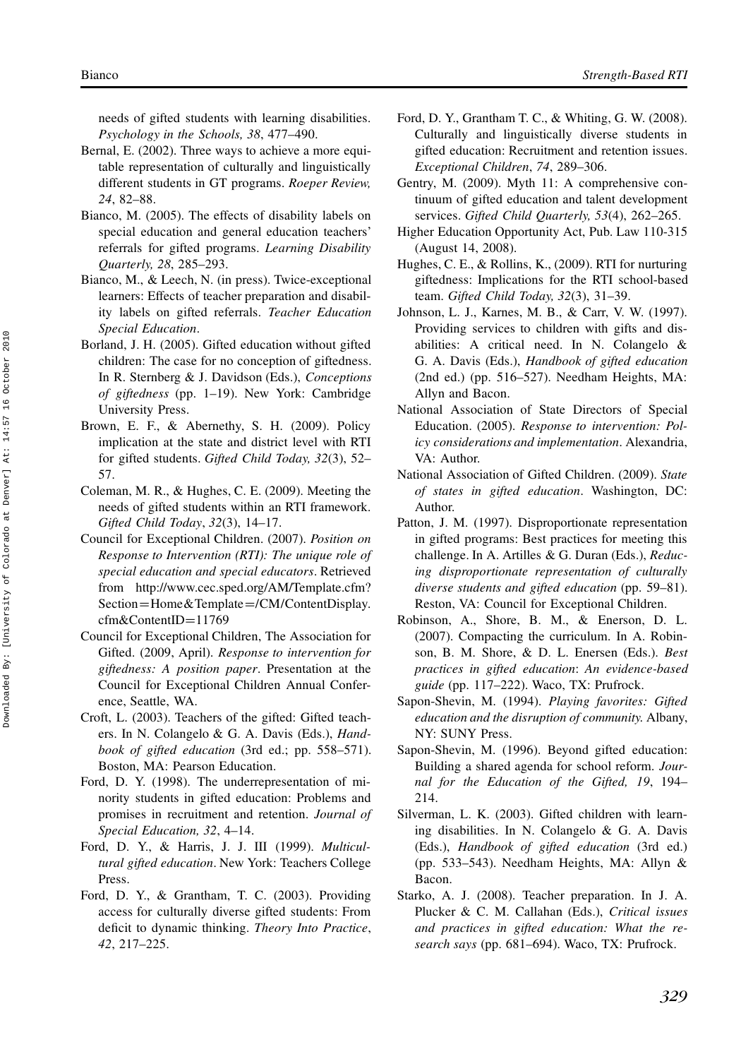needs of gifted students with learning disabilities. *Psychology in the Schools, 38*, 477–490.

Bernal, E. (2002). Three ways to achieve a more equitable representation of culturally and linguistically different students in GT programs. *Roeper Review, 24*, 82–88.

Bianco, M. (2005). The effects of disability labels on special education and general education teachers' referrals for gifted programs. *Learning Disability Quarterly, 28*, 285–293.

Bianco, M., & Leech, N. (in press). Twice-exceptional learners: Effects of teacher preparation and disability labels on gifted referrals. *Teacher Education Special Education*.

Borland, J. H. (2005). Gifted education without gifted children: The case for no conception of giftedness. In R. Sternberg & J. Davidson (Eds.), *Conceptions of giftedness* (pp. 1–19). New York: Cambridge University Press.

Brown, E. F., & Abernethy, S. H. (2009). Policy implication at the state and district level with RTI for gifted students. *Gifted Child Today, 32*(3), 52–57.

Coleman, M. R., & Hughes, C. E. (2009). Meeting the needs of gifted students within an RTI framework. *Gifted Child Today*, *32*(3), 14–17.

Council for Exceptional Children. (2007). *Position on Response to Intervention (RTI): The unique role of special education and special educators*. Retrieved from http://www.cec.sped.org/AM/Template.cfm?Section=Home&Template=/CM/ContentDisplay.cfm&ContentID=11769

Council for Exceptional Children, The Association for Gifted. (2009, April). *Response to intervention for giftedness: A position paper*. Presentation at the Council for Exceptional Children Annual Conference, Seattle, WA.

Croft, L. (2003). Teachers of the gifted: Gifted teachers. In N. Colangelo & G. A. Davis (Eds.), *Handbook of gifted education* (3rd ed.; pp. 558–571). Boston, MA: Pearson Education.

Ford, D. Y. (1998). The underrepresentation of minority students in gifted education: Problems and promises in recruitment and retention. *Journal of Special Education, 32*, 4–14.

Ford, D. Y., & Harris, J. J. III (1999). *Multicultural gifted education*. New York: Teachers College Press.

Ford, D. Y., & Grantham, T. C. (2003). Providing access for culturally diverse gifted students: From deficit to dynamic thinking. *Theory Into Practice*, *42*, 217–225.

Ford, D. Y., Grantham T. C., & Whiting, G. W. (2008). Culturally and linguistically diverse students in gifted education: Recruitment and retention issues. *Exceptional Children*, *74*, 289–306.

Gentry, M. (2009). Myth 11: A comprehensive continuum of gifted education and talent development services. *Gifted Child Quarterly, 53*(4), 262–265.

Higher Education Opportunity Act, Pub. Law 110-315 (August 14, 2008).

Hughes, C. E., & Rollins, K., (2009). RTI for nurturing giftedness: Implications for the RTI school-based team. *Gifted Child Today, 32*(3), 31–39.

Johnson, L. J., Karnes, M. B., & Carr, V. W. (1997). Providing services to children with gifts and disabilities: A critical need. In N. Colangelo & G. A. Davis (Eds.), *Handbook of gifted education* (2nd ed.) (pp. 516–527). Needham Heights, MA: Allyn and Bacon.

National Association of State Directors of Special Education. (2005). *Response to intervention: Policy considerations and implementation*. Alexandria, VA: Author.

National Association of Gifted Children. (2009). *State of states in gifted education*. Washington, DC: Author.

Patton, J. M. (1997). Disproportionate representation in gifted programs: Best practices for meeting this challenge. In A. Artilles & G. Duran (Eds.), *Reducing disproportionate representation of culturally diverse students and gifted education* (pp. 59–81). Reston, VA: Council for Exceptional Children.

Robinson, A., Shore, B. M., & Enerson, D. L. (2007). Compacting the curriculum. In A. Robinson, B. M. Shore, & D. L. Enersen (Eds.). *Best practices in gifted education*: *An evidence-based guide* (pp. 117–222). Waco, TX: Prufrock.

Sapon-Shevin, M. (1994). *Playing favorites: Gifted education and the disruption of community.* Albany, NY: SUNY Press.

Sapon-Shevin, M. (1996). Beyond gifted education: Building a shared agenda for school reform. *Journal for the Education of the Gifted, 19*, 194–214.

Silverman, L. K. (2003). Gifted children with learning disabilities. In N. Colangelo & G. A. Davis (Eds.), *Handbook of gifted education* (3rd ed.) (pp. 533–543). Needham Heights, MA: Allyn & Bacon.

Starko, A. J. (2008). Teacher preparation. In J. A. Plucker & C. M. Callahan (Eds.), *Critical issues and practices in gifted education: What the research says* (pp. 681–694). Waco, TX: Prufrock.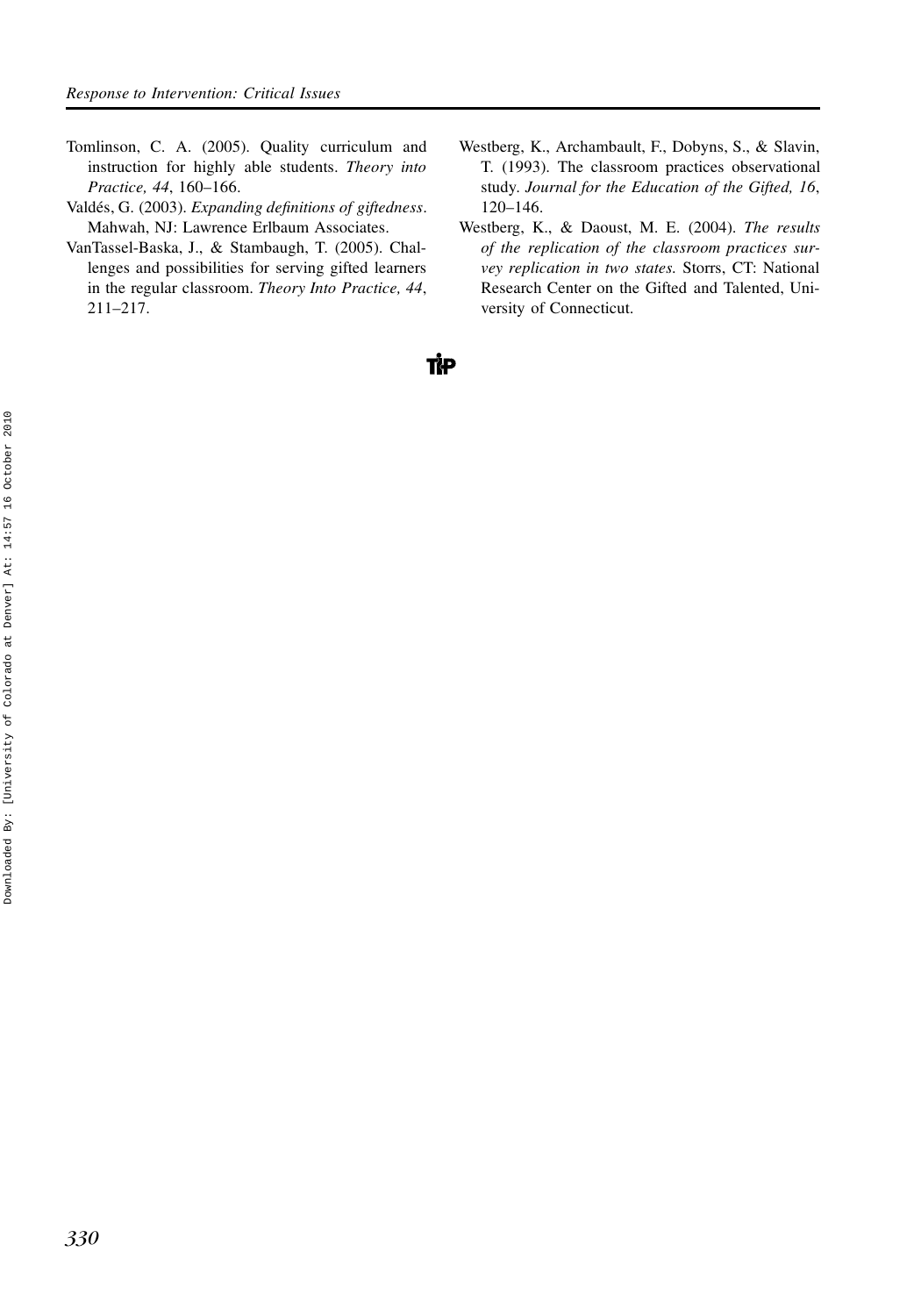Tomlinson, C. A. (2005). Quality curriculum and instruction for highly able students. *Theory into Practice, 44*, 160–166.

Valdés, G. (2003). *Expanding definitions of giftedness*. Mahwah, NJ: Lawrence Erlbaum Associates.

VanTassel-Baska, J., & Stambaugh, T. (2005). Challenges and possibilities for serving gifted learners in the regular classroom. *Theory Into Practice, 44*, 211–217.

Westberg, K., Archambault, F., Dobyns, S., & Slavin, T. (1993). The classroom practices observational study. *Journal for the Education of the Gifted, 16*, 120–146.

Westberg, K., & Daoust, M. E. (2004). *The results of the replication of the classroom practices survey replication in two states.* Storrs, CT: National Research Center on the Gifted and Talented, University of Connecticut.